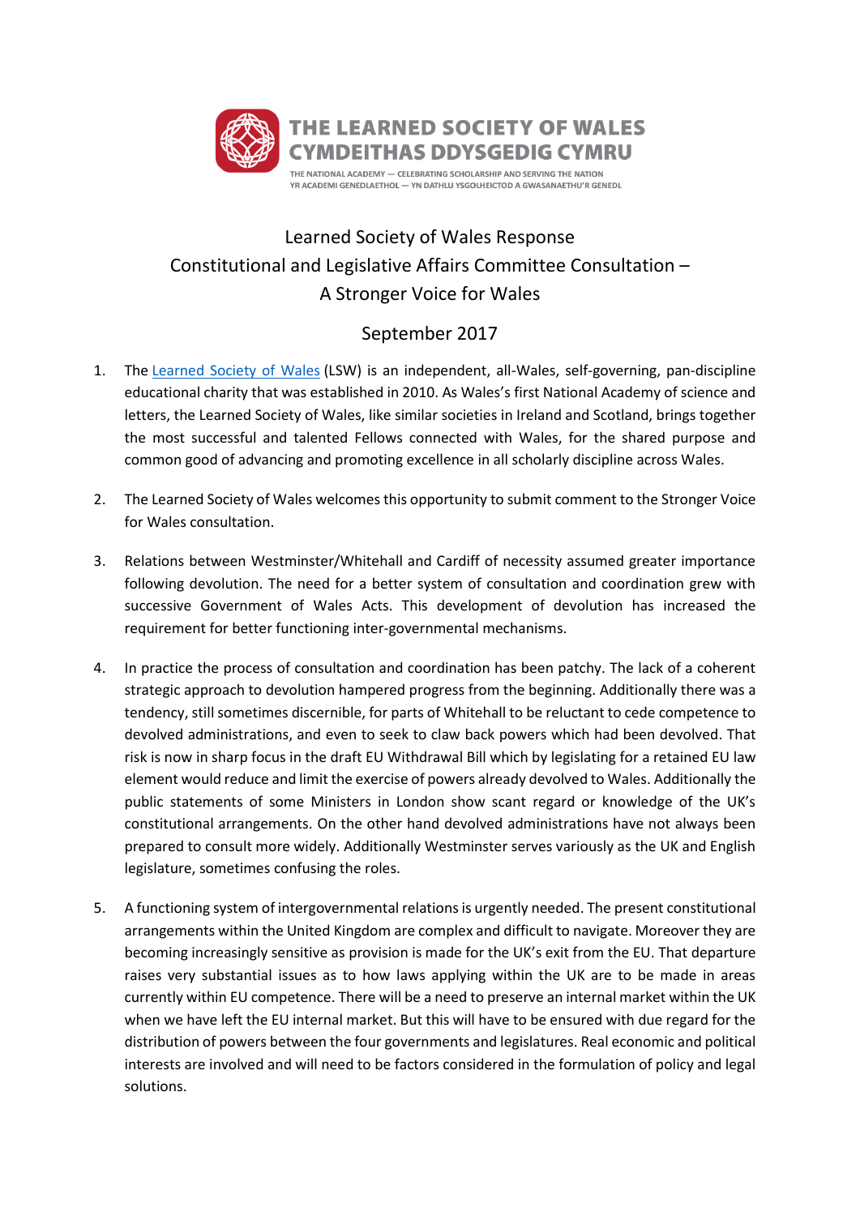THE LEARNED SOCIETY OF WALES
CYMDEITHAS DDYSGEDIG CYMRU

THE NATIONAL ACADEMY — CELEBRATING SCHOLARSHIP AND SERVING THE NATION
YR ACADEMI GENEDLAETHOL — YN DATHLU YSGOLHEICTOD A GWASANAETHU'R GENEDL

# Learned Society of Wales Response
# Constitutional and Legislative Affairs Committee Consultation – A Stronger Voice for Wales

## September 2017

1. The Learned Society of Wales (LSW) is an independent, all-Wales, self-governing, pan-discipline educational charity that was established in 2010. As Wales's first National Academy of science and letters, the Learned Society of Wales, like similar societies in Ireland and Scotland, brings together the most successful and talented Fellows connected with Wales, for the shared purpose and common good of advancing and promoting excellence in all scholarly discipline across Wales.

2. The Learned Society of Wales welcomes this opportunity to submit comment to the Stronger Voice for Wales consultation.

3. Relations between Westminster/Whitehall and Cardiff of necessity assumed greater importance following devolution. The need for a better system of consultation and coordination grew with successive Government of Wales Acts. This development of devolution has increased the requirement for better functioning inter-governmental mechanisms.

4. In practice the process of consultation and coordination has been patchy. The lack of a coherent strategic approach to devolution hampered progress from the beginning. Additionally there was a tendency, still sometimes discernible, for parts of Whitehall to be reluctant to cede competence to devolved administrations, and even to seek to claw back powers which had been devolved. That risk is now in sharp focus in the draft EU Withdrawal Bill which by legislating for a retained EU law element would reduce and limit the exercise of powers already devolved to Wales. Additionally the public statements of some Ministers in London show scant regard or knowledge of the UK's constitutional arrangements. On the other hand devolved administrations have not always been prepared to consult more widely. Additionally Westminster serves variously as the UK and English legislature, sometimes confusing the roles.

5. A functioning system of intergovernmental relations is urgently needed. The present constitutional arrangements within the United Kingdom are complex and difficult to navigate. Moreover they are becoming increasingly sensitive as provision is made for the UK's exit from the EU. That departure raises very substantial issues as to how laws applying within the UK are to be made in areas currently within EU competence. There will be a need to preserve an internal market within the UK when we have left the EU internal market. But this will have to be ensured with due regard for the distribution of powers between the four governments and legislatures. Real economic and political interests are involved and will need to be factors considered in the formulation of policy and legal solutions.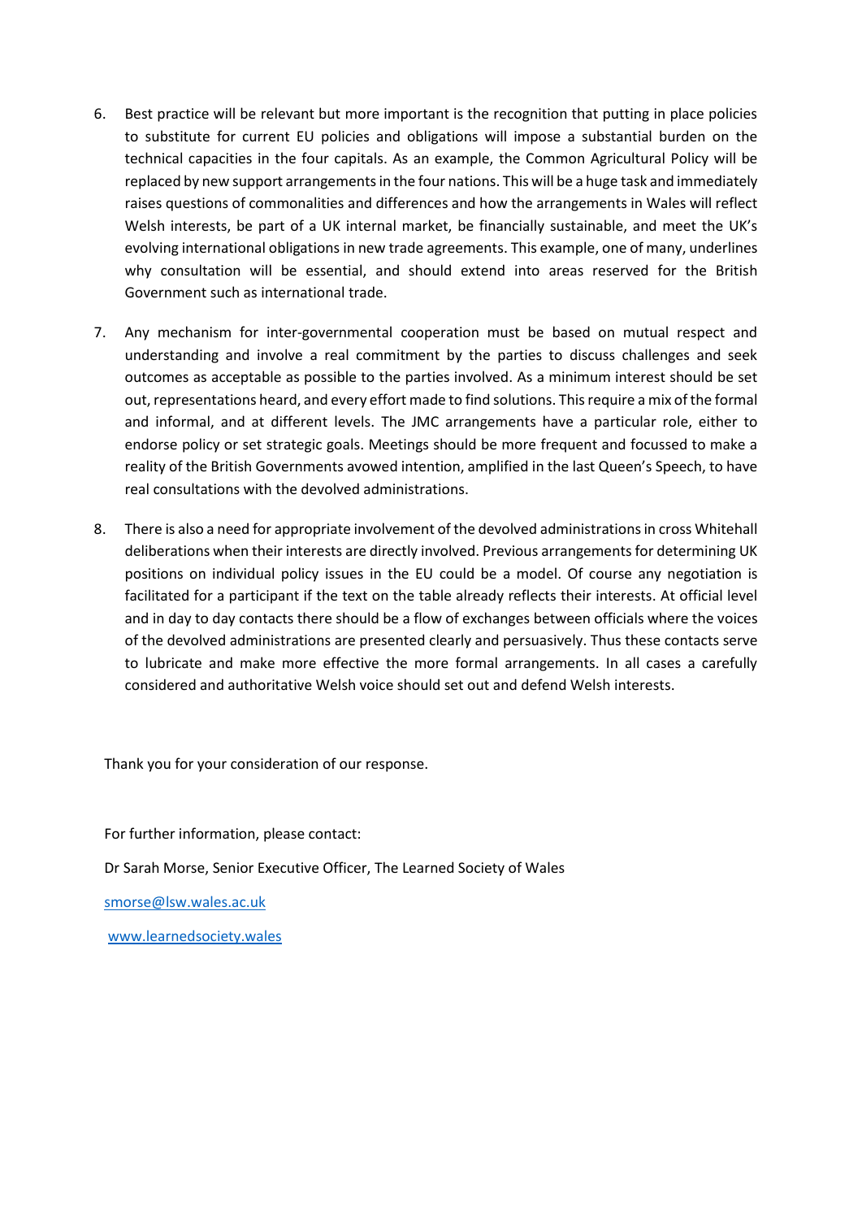6. Best practice will be relevant but more important is the recognition that putting in place policies to substitute for current EU policies and obligations will impose a substantial burden on the technical capacities in the four capitals. As an example, the Common Agricultural Policy will be replaced by new support arrangements in the four nations. This will be a huge task and immediately raises questions of commonalities and differences and how the arrangements in Wales will reflect Welsh interests, be part of a UK internal market, be financially sustainable, and meet the UK's evolving international obligations in new trade agreements. This example, one of many, underlines why consultation will be essential, and should extend into areas reserved for the British Government such as international trade.

7. Any mechanism for inter-governmental cooperation must be based on mutual respect and understanding and involve a real commitment by the parties to discuss challenges and seek outcomes as acceptable as possible to the parties involved. As a minimum interest should be set out, representations heard, and every effort made to find solutions. This require a mix of the formal and informal, and at different levels. The JMC arrangements have a particular role, either to endorse policy or set strategic goals. Meetings should be more frequent and focussed to make a reality of the British Governments avowed intention, amplified in the last Queen's Speech, to have real consultations with the devolved administrations.

8. There is also a need for appropriate involvement of the devolved administrations in cross Whitehall deliberations when their interests are directly involved. Previous arrangements for determining UK positions on individual policy issues in the EU could be a model. Of course any negotiation is facilitated for a participant if the text on the table already reflects their interests. At official level and in day to day contacts there should be a flow of exchanges between officials where the voices of the devolved administrations are presented clearly and persuasively. Thus these contacts serve to lubricate and make more effective the more formal arrangements. In all cases a carefully considered and authoritative Welsh voice should set out and defend Welsh interests.

Thank you for your consideration of our response.

For further information, please contact:

Dr Sarah Morse, Senior Executive Officer, The Learned Society of Wales

smorse@lsw.wales.ac.uk

www.learnedsociety.wales